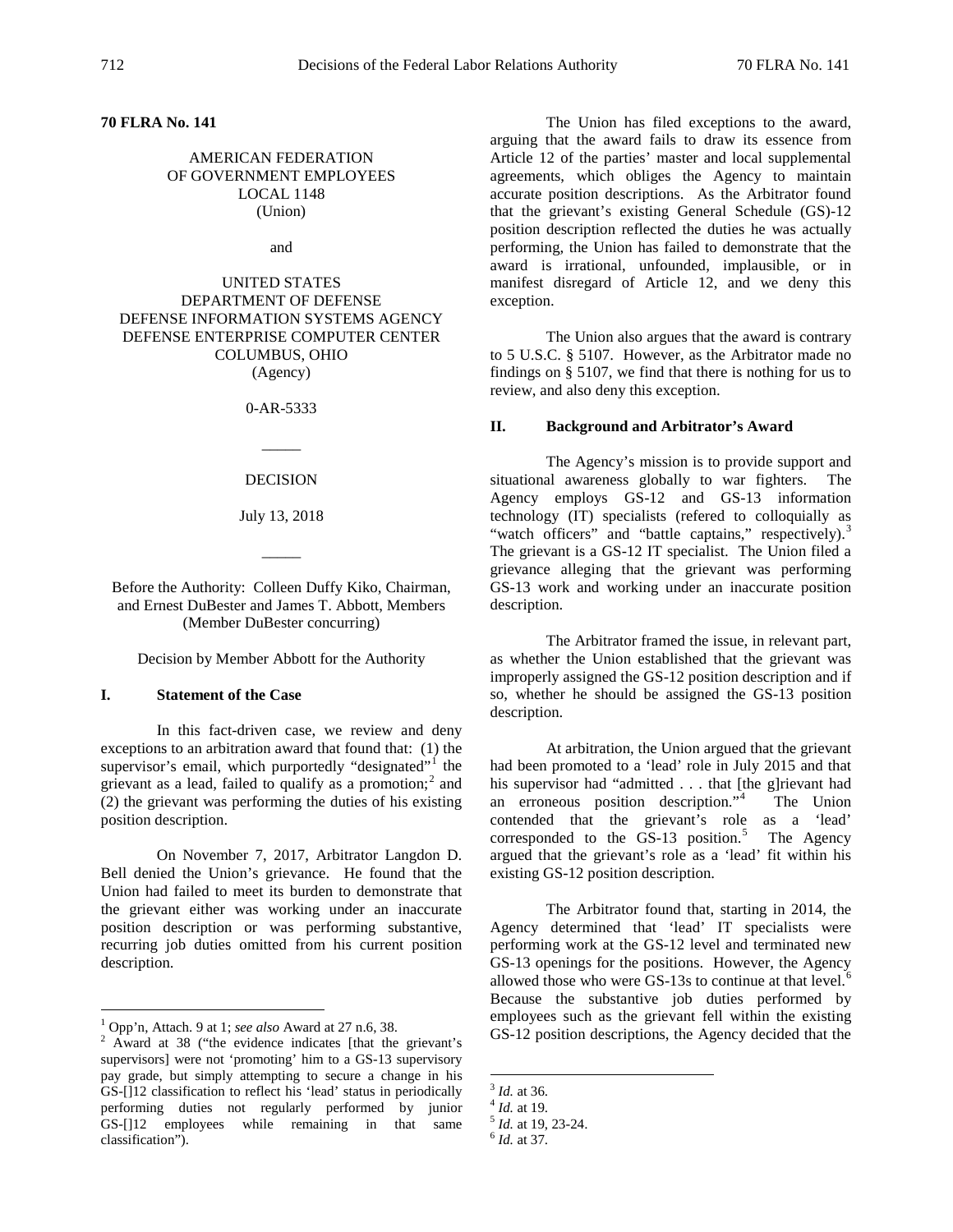**70 FLRA No. 141**

AMERICAN FEDERATION
OF GOVERNMENT EMPLOYEES
LOCAL 1148
(Union)

and

UNITED STATES
DEPARTMENT OF DEFENSE
DEFENSE INFORMATION SYSTEMS AGENCY
DEFENSE ENTERPRISE COMPUTER CENTER
COLUMBUS, OHIO
(Agency)

0-AR-5333

_____

DECISION

July 13, 2018

_____

Before the Authority: Colleen Duffy Kiko, Chairman, and Ernest DuBester and James T. Abbott, Members (Member DuBester concurring)

Decision by Member Abbott for the Authority

## I. Statement of the Case

In this fact-driven case, we review and deny exceptions to an arbitration award that found that: (1) the supervisor's email, which purportedly "designated"[1] the grievant as a lead, failed to qualify as a promotion;[2] and (2) the grievant was performing the duties of his existing position description.

On November 7, 2017, Arbitrator Langdon D. Bell denied the Union's grievance. He found that the Union had failed to meet its burden to demonstrate that the grievant either was working under an inaccurate position description or was performing substantive, recurring job duties omitted from his current position description.

The Union has filed exceptions to the award, arguing that the award fails to draw its essence from Article 12 of the parties' master and local supplemental agreements, which obliges the Agency to maintain accurate position descriptions. As the Arbitrator found that the grievant's existing General Schedule (GS)-12 position description reflected the duties he was actually performing, the Union has failed to demonstrate that the award is irrational, unfounded, implausible, or in manifest disregard of Article 12, and we deny this exception.

The Union also argues that the award is contrary to 5 U.S.C. § 5107. However, as the Arbitrator made no findings on § 5107, we find that there is nothing for us to review, and also deny this exception.

## II. Background and Arbitrator's Award

The Agency's mission is to provide support and situational awareness globally to war fighters. The Agency employs GS-12 and GS-13 information technology (IT) specialists (refered to colloquially as "watch officers" and "battle captains," respectively).[3] The grievant is a GS-12 IT specialist. The Union filed a grievance alleging that the grievant was performing GS-13 work and working under an inaccurate position description.

The Arbitrator framed the issue, in relevant part, as whether the Union established that the grievant was improperly assigned the GS-12 position description and if so, whether he should be assigned the GS-13 position description.

At arbitration, the Union argued that the grievant had been promoted to a 'lead' role in July 2015 and that his supervisor had "admitted . . . that [the g]rievant had an erroneous position description."[4] The Union contended that the grievant's role as a 'lead' corresponded to the GS-13 position.[5] The Agency argued that the grievant's role as a 'lead' fit within his existing GS-12 position description.

The Arbitrator found that, starting in 2014, the Agency determined that 'lead' IT specialists were performing work at the GS-12 level and terminated new GS-13 openings for the positions. However, the Agency allowed those who were GS-13s to continue at that level.[6] Because the substantive job duties performed by employees such as the grievant fell within the existing GS-12 position descriptions, the Agency decided that the

---

[1] Opp'n, Attach. 9 at 1; *see also* Award at 27 n.6, 38.

[2] Award at 38 ("the evidence indicates [that the grievant's supervisors] were not 'promoting' him to a GS-13 supervisory pay grade, but simply attempting to secure a change in his GS-[]12 classification to reflect his 'lead' status in periodically performing duties not regularly performed by junior GS-[]12 employees while remaining in that same classification").

[3] *Id.* at 36.

[4] *Id.* at 19.

[5] *Id.* at 19, 23-24.

[6] *Id.* at 37.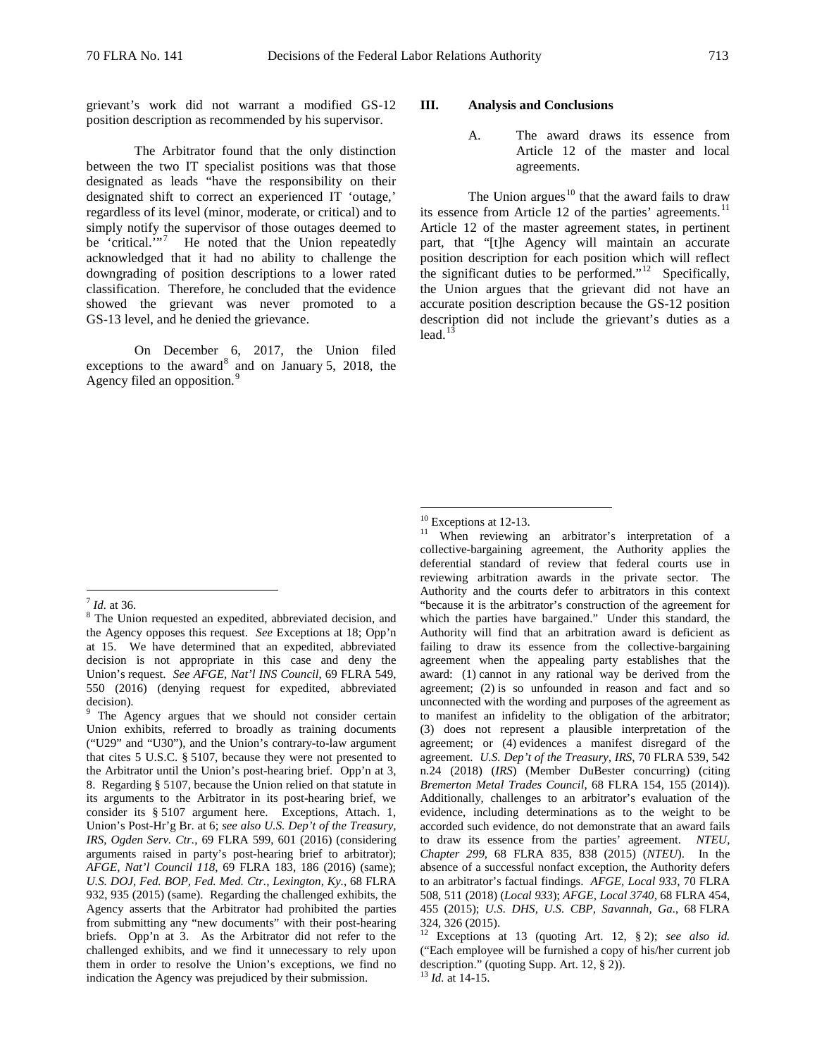grievant's work did not warrant a modified GS-12 position description as recommended by his supervisor.

The Arbitrator found that the only distinction between the two IT specialist positions was that those designated as leads "have the responsibility on their designated shift to correct an experienced IT 'outage,' regardless of its level (minor, moderate, or critical) and to simply notify the supervisor of those outages deemed to be 'critical.'"[7] He noted that the Union repeatedly acknowledged that it had no ability to challenge the downgrading of position descriptions to a lower rated classification. Therefore, he concluded that the evidence showed the grievant was never promoted to a GS-13 level, and he denied the grievance.

On December 6, 2017, the Union filed exceptions to the award[8] and on January 5, 2018, the Agency filed an opposition.[9]

## III. Analysis and Conclusions

### A. The award draws its essence from Article 12 of the master and local agreements.

The Union argues[10] that the award fails to draw its essence from Article 12 of the parties' agreements.[11] Article 12 of the master agreement states, in pertinent part, that "[t]he Agency will maintain an accurate position description for each position which will reflect the significant duties to be performed."[12] Specifically, the Union argues that the grievant did not have an accurate position description because the GS-12 position description did not include the grievant's duties as a lead.[13]

---

[7] *Id.* at 36.

[8] The Union requested an expedited, abbreviated decision, and the Agency opposes this request. *See* Exceptions at 18; Opp'n at 15. We have determined that an expedited, abbreviated decision is not appropriate in this case and deny the Union's request. *See AFGE, Nat'l INS Council*, 69 FLRA 549, 550 (2016) (denying request for expedited, abbreviated decision).

[9] The Agency argues that we should not consider certain Union exhibits, referred to broadly as training documents ("U29" and "U30"), and the Union's contrary-to-law argument that cites 5 U.S.C. § 5107, because they were not presented to the Arbitrator until the Union's post-hearing brief. Opp'n at 3, 8. Regarding § 5107, because the Union relied on that statute in its arguments to the Arbitrator in its post-hearing brief, we consider its § 5107 argument here. Exceptions, Attach. 1, Union's Post-Hr'g Br. at 6; *see also U.S. Dep't of the Treasury, IRS, Ogden Serv. Ctr.*, 69 FLRA 599, 601 (2016) (considering arguments raised in party's post-hearing brief to arbitrator); *AFGE, Nat'l Council 118*, 69 FLRA 183, 186 (2016) (same); *U.S. DOJ, Fed. BOP, Fed. Med. Ctr., Lexington, Ky.*, 68 FLRA 932, 935 (2015) (same). Regarding the challenged exhibits, the Agency asserts that the Arbitrator had prohibited the parties from submitting any "new documents" with their post-hearing briefs. Opp'n at 3. As the Arbitrator did not refer to the challenged exhibits, and we find it unnecessary to rely upon them in order to resolve the Union's exceptions, we find no indication the Agency was prejudiced by their submission.

[10] Exceptions at 12-13.

[11] When reviewing an arbitrator's interpretation of a collective-bargaining agreement, the Authority applies the deferential standard of review that federal courts use in reviewing arbitration awards in the private sector. The Authority and the courts defer to arbitrators in this context "because it is the arbitrator's construction of the agreement for which the parties have bargained." Under this standard, the Authority will find that an arbitration award is deficient as failing to draw its essence from the collective-bargaining agreement when the appealing party establishes that the award: (1) cannot in any rational way be derived from the agreement; (2) is so unfounded in reason and fact and so unconnected with the wording and purposes of the agreement as to manifest an infidelity to the obligation of the arbitrator; (3) does not represent a plausible interpretation of the agreement; or (4) evidences a manifest disregard of the agreement. *U.S. Dep't of the Treasury, IRS*, 70 FLRA 539, 542 n.24 (2018) (*IRS*) (Member DuBester concurring) (citing *Bremerton Metal Trades Council*, 68 FLRA 154, 155 (2014)). Additionally, challenges to an arbitrator's evaluation of the evidence, including determinations as to the weight to be accorded such evidence, do not demonstrate that an award fails to draw its essence from the parties' agreement. *NTEU, Chapter 299*, 68 FLRA 835, 838 (2015) (*NTEU*). In the absence of a successful nonfact exception, the Authority defers to an arbitrator's factual findings. *AFGE, Local 933*, 70 FLRA 508, 511 (2018) (*Local 933*); *AFGE, Local 3740*, 68 FLRA 454, 455 (2015); *U.S. DHS, U.S. CBP, Savannah, Ga.*, 68 FLRA 324, 326 (2015).

[12] Exceptions at 13 (quoting Art. 12, § 2); *see also id.* ("Each employee will be furnished a copy of his/her current job description." (quoting Supp. Art. 12, § 2)).

[13] *Id.* at 14-15.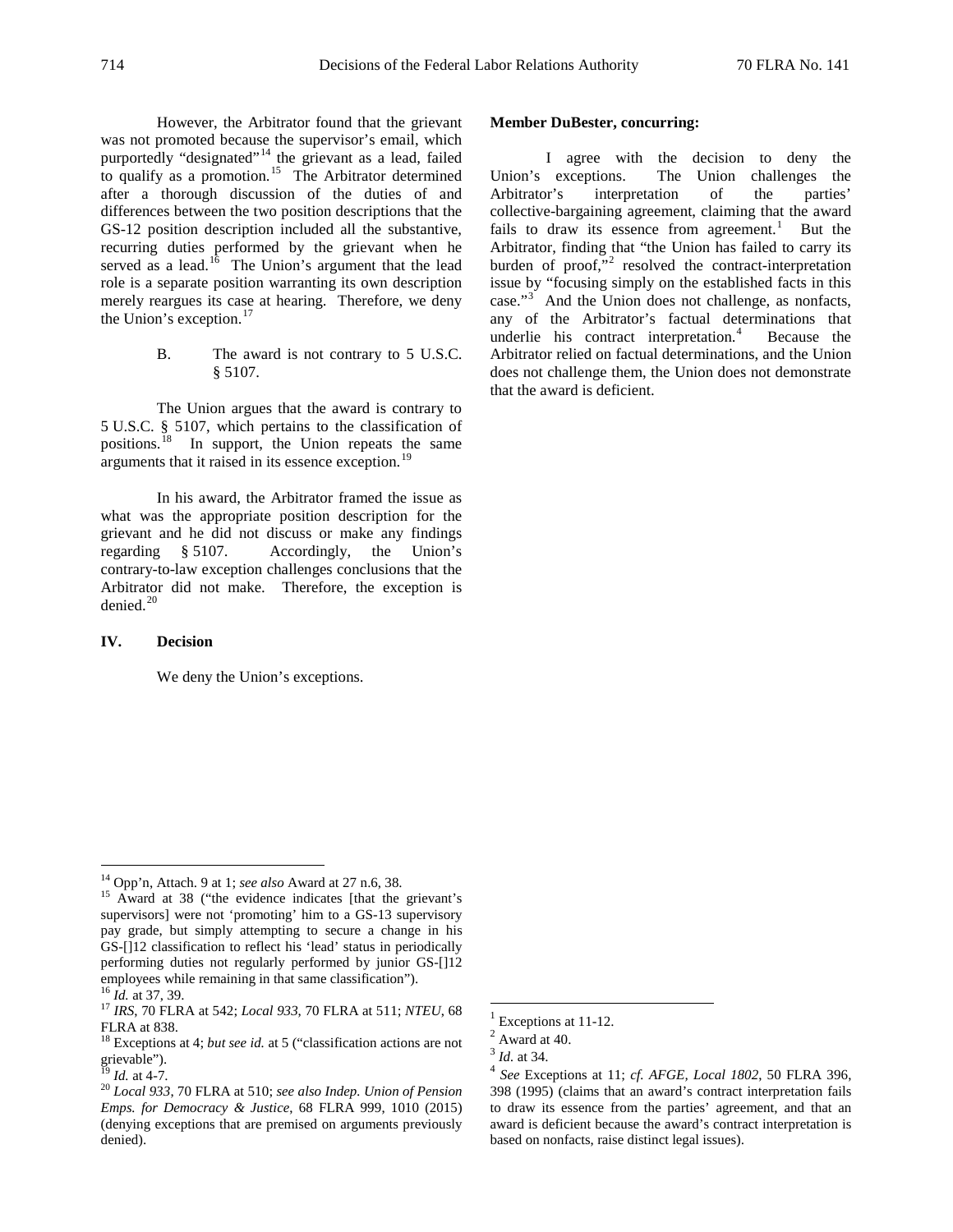However, the Arbitrator found that the grievant was not promoted because the supervisor's email, which purportedly "designated"[14] the grievant as a lead, failed to qualify as a promotion.[15] The Arbitrator determined after a thorough discussion of the duties of and differences between the two position descriptions that the GS-12 position description included all the substantive, recurring duties performed by the grievant when he served as a lead.[16] The Union's argument that the lead role is a separate position warranting its own description merely reargues its case at hearing. Therefore, we deny the Union's exception.[17]

### B. The award is not contrary to 5 U.S.C. § 5107.

The Union argues that the award is contrary to 5 U.S.C. § 5107, which pertains to the classification of positions.[18] In support, the Union repeats the same arguments that it raised in its essence exception.[19]

In his award, the Arbitrator framed the issue as what was the appropriate position description for the grievant and he did not discuss or make any findings regarding § 5107. Accordingly, the Union's contrary-to-law exception challenges conclusions that the Arbitrator did not make. Therefore, the exception is denied.[20]

## IV. Decision

We deny the Union's exceptions.

[14] Opp'n, Attach. 9 at 1; *see also* Award at 27 n.6, 38.

[15] Award at 38 ("the evidence indicates [that the grievant's supervisors] were not 'promoting' him to a GS-13 supervisory pay grade, but simply attempting to secure a change in his GS-[]12 classification to reflect his 'lead' status in periodically performing duties not regularly performed by junior GS-[]12 employees while remaining in that same classification").

[16] *Id.* at 37, 39.

[17] *IRS*, 70 FLRA at 542; *Local 933*, 70 FLRA at 511; *NTEU*, 68 FLRA at 838.

[18] Exceptions at 4; *but see id.* at 5 ("classification actions are not grievable").

[19] *Id.* at 4-7.

[20] *Local 933*, 70 FLRA at 510; *see also Indep. Union of Pension Emps. for Democracy & Justice*, 68 FLRA 999, 1010 (2015) (denying exceptions that are premised on arguments previously denied).

**Member DuBester, concurring:**

I agree with the decision to deny the Union's exceptions. The Union challenges the Arbitrator's interpretation of the parties' collective-bargaining agreement, claiming that the award fails to draw its essence from agreement.[1] But the Arbitrator, finding that "the Union has failed to carry its burden of proof,"[2] resolved the contract-interpretation issue by "focusing simply on the established facts in this case."[3] And the Union does not challenge, as nonfacts, any of the Arbitrator's factual determinations that underlie his contract interpretation.[4] Because the Arbitrator relied on factual determinations, and the Union does not challenge them, the Union does not demonstrate that the award is deficient.

[1] Exceptions at 11-12.

[2] Award at 40.

[3] *Id.* at 34.

[4] *See* Exceptions at 11; *cf. AFGE, Local 1802*, 50 FLRA 396, 398 (1995) (claims that an award's contract interpretation fails to draw its essence from the parties' agreement, and that an award is deficient because the award's contract interpretation is based on nonfacts, raise distinct legal issues).